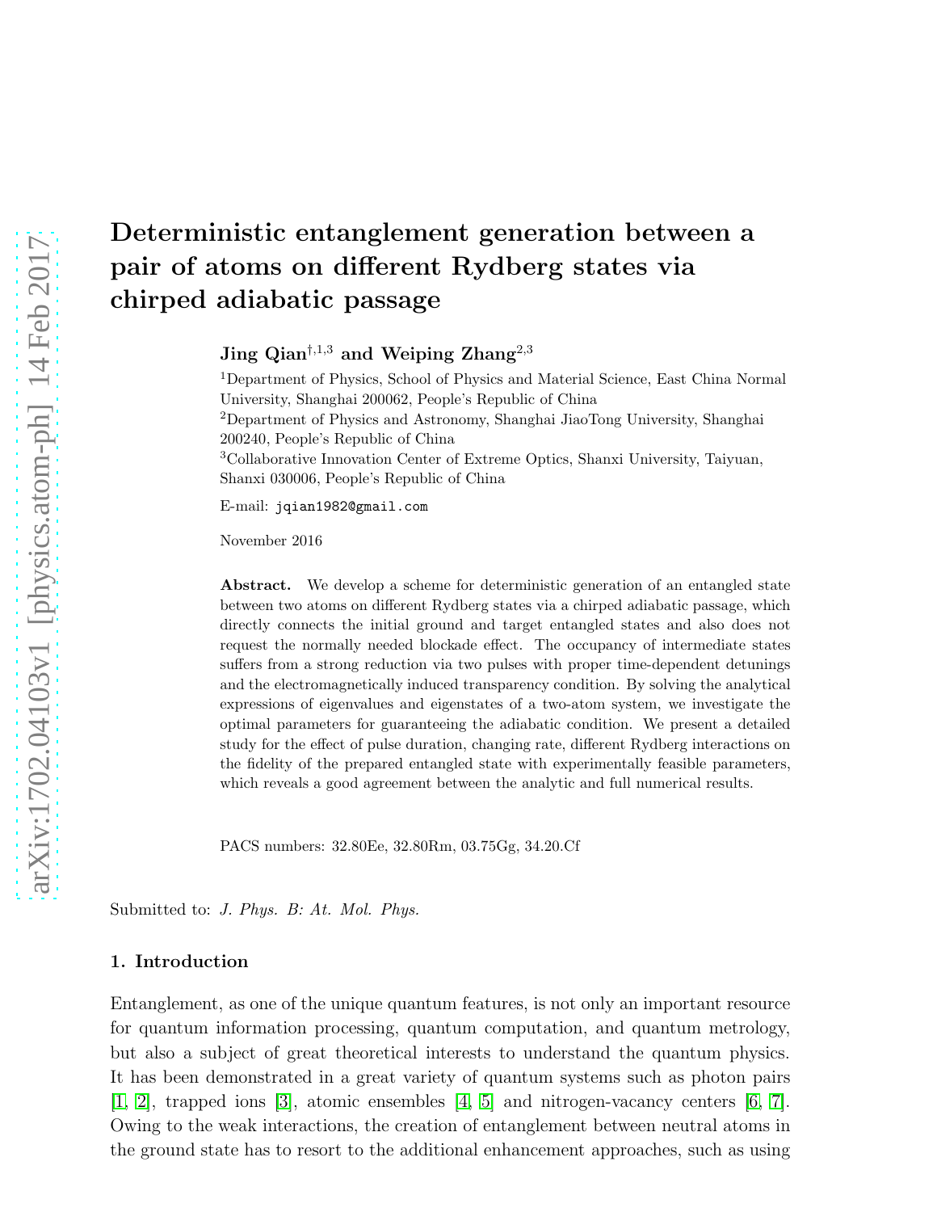# Deterministic entanglement generation between a pair of atoms on different Rydberg states via chirped adiabatic passage

**Jing Qian**[†,1,3] **and Weiping Zhang**[2,3]

[1]Department of Physics, School of Physics and Material Science, East China Normal University, Shanghai 200062, People's Republic of China

[2]Department of Physics and Astronomy, Shanghai JiaoTong University, Shanghai 200240, People's Republic of China

[3]Collaborative Innovation Center of Extreme Optics, Shanxi University, Taiyuan, Shanxi 030006, People's Republic of China

E-mail: jqian1982@gmail.com

November 2016

**Abstract.** We develop a scheme for deterministic generation of an entangled state between two atoms on different Rydberg states via a chirped adiabatic passage, which directly connects the initial ground and target entangled states and also does not request the normally needed blockade effect. The occupancy of intermediate states suffers from a strong reduction via two pulses with proper time-dependent detunings and the electromagnetically induced transparency condition. By solving the analytical expressions of eigenvalues and eigenstates of a two-atom system, we investigate the optimal parameters for guaranteeing the adiabatic condition. We present a detailed study for the effect of pulse duration, changing rate, different Rydberg interactions on the fidelity of the prepared entangled state with experimentally feasible parameters, which reveals a good agreement between the analytic and full numerical results.

PACS numbers: 32.80Ee, 32.80Rm, 03.75Gg, 34.20.Cf

Submitted to: *J. Phys. B: At. Mol. Phys.*

## 1. Introduction

Entanglement, as one of the unique quantum features, is not only an important resource for quantum information processing, quantum computation, and quantum metrology, but also a subject of great theoretical interests to understand the quantum physics. It has been demonstrated in a great variety of quantum systems such as photon pairs [1, 2], trapped ions [3], atomic ensembles [4, 5] and nitrogen-vacancy centers [6, 7]. Owing to the weak interactions, the creation of entanglement between neutral atoms in the ground state has to resort to the additional enhancement approaches, such as using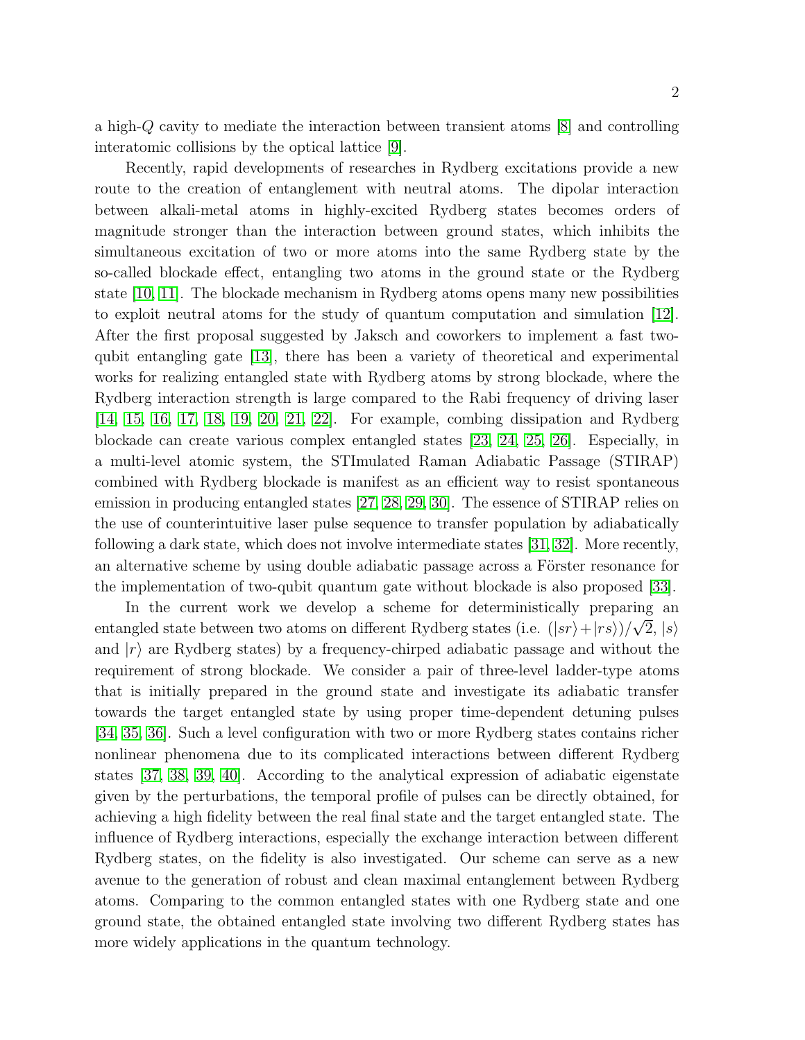a high-$Q$ cavity to mediate the interaction between transient atoms [8] and controlling interatomic collisions by the optical lattice [9].

Recently, rapid developments of researches in Rydberg excitations provide a new route to the creation of entanglement with neutral atoms. The dipolar interaction between alkali-metal atoms in highly-excited Rydberg states becomes orders of magnitude stronger than the interaction between ground states, which inhibits the simultaneous excitation of two or more atoms into the same Rydberg state by the so-called blockade effect, entangling two atoms in the ground state or the Rydberg state [10, 11]. The blockade mechanism in Rydberg atoms opens many new possibilities to exploit neutral atoms for the study of quantum computation and simulation [12]. After the first proposal suggested by Jaksch and coworkers to implement a fast two-qubit entangling gate [13], there has been a variety of theoretical and experimental works for realizing entangled state with Rydberg atoms by strong blockade, where the Rydberg interaction strength is large compared to the Rabi frequency of driving laser [14, 15, 16, 17, 18, 19, 20, 21, 22]. For example, combing dissipation and Rydberg blockade can create various complex entangled states [23, 24, 25, 26]. Especially, in a multi-level atomic system, the STImulated Raman Adiabatic Passage (STIRAP) combined with Rydberg blockade is manifest as an efficient way to resist spontaneous emission in producing entangled states [27, 28, 29, 30]. The essence of STIRAP relies on the use of counterintuitive laser pulse sequence to transfer population by adiabatically following a dark state, which does not involve intermediate states [31, 32]. More recently, an alternative scheme by using double adiabatic passage across a Förster resonance for the implementation of two-qubit quantum gate without blockade is also proposed [33].

In the current work we develop a scheme for deterministically preparing an entangled state between two atoms on different Rydberg states (i.e. $(|sr\rangle + |rs\rangle)/\sqrt{2}$, $|s\rangle$ and $|r\rangle$ are Rydberg states) by a frequency-chirped adiabatic passage and without the requirement of strong blockade. We consider a pair of three-level ladder-type atoms that is initially prepared in the ground state and investigate its adiabatic transfer towards the target entangled state by using proper time-dependent detuning pulses [34, 35, 36]. Such a level configuration with two or more Rydberg states contains richer nonlinear phenomena due to its complicated interactions between different Rydberg states [37, 38, 39, 40]. According to the analytical expression of adiabatic eigenstate given by the perturbations, the temporal profile of pulses can be directly obtained, for achieving a high fidelity between the real final state and the target entangled state. The influence of Rydberg interactions, especially the exchange interaction between different Rydberg states, on the fidelity is also investigated. Our scheme can serve as a new avenue to the generation of robust and clean maximal entanglement between Rydberg atoms. Comparing to the common entangled states with one Rydberg state and one ground state, the obtained entangled state involving two different Rydberg states has more widely applications in the quantum technology.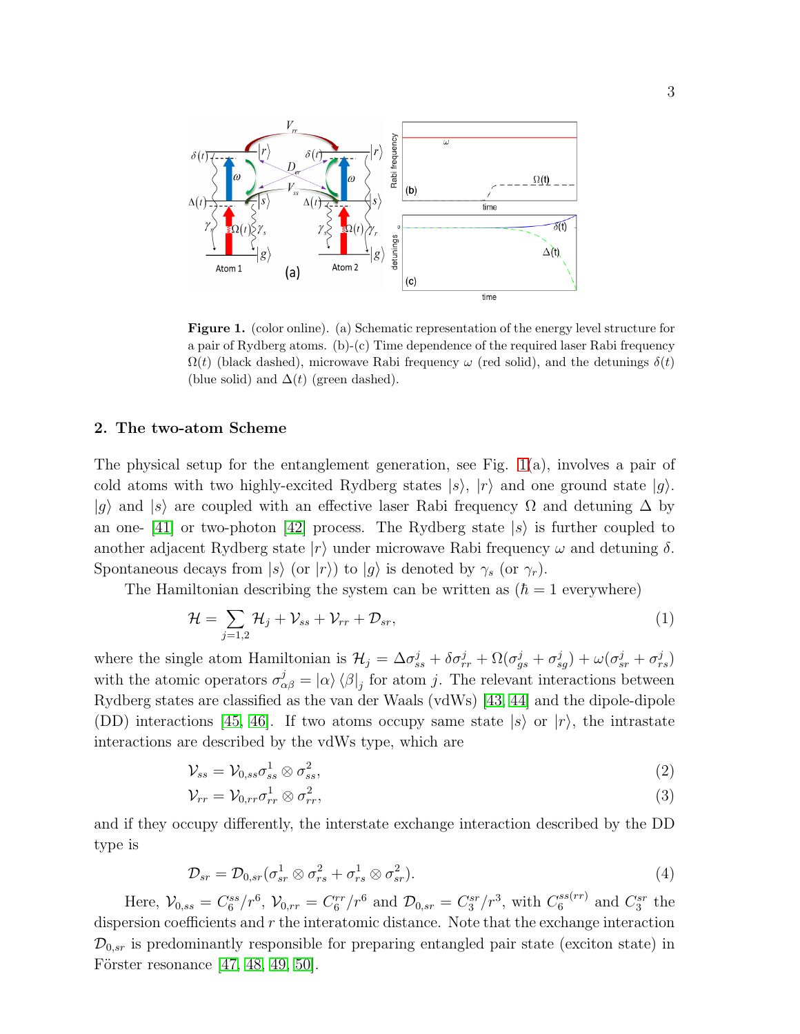**Figure 1.** (color online). (a) Schematic representation of the energy level structure for a pair of Rydberg atoms. (b)-(c) Time dependence of the required laser Rabi frequency $\Omega(t)$ (black dashed), microwave Rabi frequency $\omega$ (red solid), and the detunings $\delta(t)$ (blue solid) and $\Delta(t)$ (green dashed).

## 2. The two-atom Scheme

The physical setup for the entanglement generation, see Fig. 1(a), involves a pair of cold atoms with two highly-excited Rydberg states $|s\rangle$, $|r\rangle$ and one ground state $|g\rangle$. $|g\rangle$ and $|s\rangle$ are coupled with an effective laser Rabi frequency $\Omega$ and detuning $\Delta$ by an one- [41] or two-photon [42] process. The Rydberg state $|s\rangle$ is further coupled to another adjacent Rydberg state $|r\rangle$ under microwave Rabi frequency $\omega$ and detuning $\delta$. Spontaneous decays from $|s\rangle$ (or $|r\rangle$) to $|g\rangle$ is denoted by $\gamma_s$ (or $\gamma_r$).

The Hamiltonian describing the system can be written as ($\hbar = 1$ everywhere)

$$\mathcal{H} = \sum_{j=1,2} \mathcal{H}_j + \mathcal{V}_{ss} + \mathcal{V}_{rr} + \mathcal{D}_{sr}, \tag{1}$$

where the single atom Hamiltonian is $\mathcal{H}_j = \Delta\sigma_{ss}^j + \delta\sigma_{rr}^j + \Omega(\sigma_{gs}^j + \sigma_{sg}^j) + \omega(\sigma_{sr}^j + \sigma_{rs}^j)$ with the atomic operators $\sigma_{\alpha\beta}^j = |\alpha\rangle\langle\beta|_j$ for atom $j$. The relevant interactions between Rydberg states are classified as the van der Waals (vdWs) [43, 44] and the dipole-dipole (DD) interactions [45, 46]. If two atoms occupy same state $|s\rangle$ or $|r\rangle$, the intrastate interactions are described by the vdWs type, which are

$$\mathcal{V}_{ss} = \mathcal{V}_{0,ss}\sigma_{ss}^1 \otimes \sigma_{ss}^2, \tag{2}$$

$$\mathcal{V}_{rr} = \mathcal{V}_{0,rr}\sigma_{rr}^1 \otimes \sigma_{rr}^2, \tag{3}$$

and if they occupy differently, the interstate exchange interaction described by the DD type is

$$\mathcal{D}_{sr} = \mathcal{D}_{0,sr}(\sigma_{sr}^1 \otimes \sigma_{rs}^2 + \sigma_{rs}^1 \otimes \sigma_{sr}^2). \tag{4}$$

Here, $\mathcal{V}_{0,ss} = C_6^{ss}/r^6$, $\mathcal{V}_{0,rr} = C_6^{rr}/r^6$ and $\mathcal{D}_{0,sr} = C_3^{sr}/r^3$, with $C_6^{ss(rr)}$ and $C_3^{sr}$ the dispersion coefficients and $r$ the interatomic distance. Note that the exchange interaction $\mathcal{D}_{0,sr}$ is predominantly responsible for preparing entangled pair state (exciton state) in Förster resonance [47, 48, 49, 50].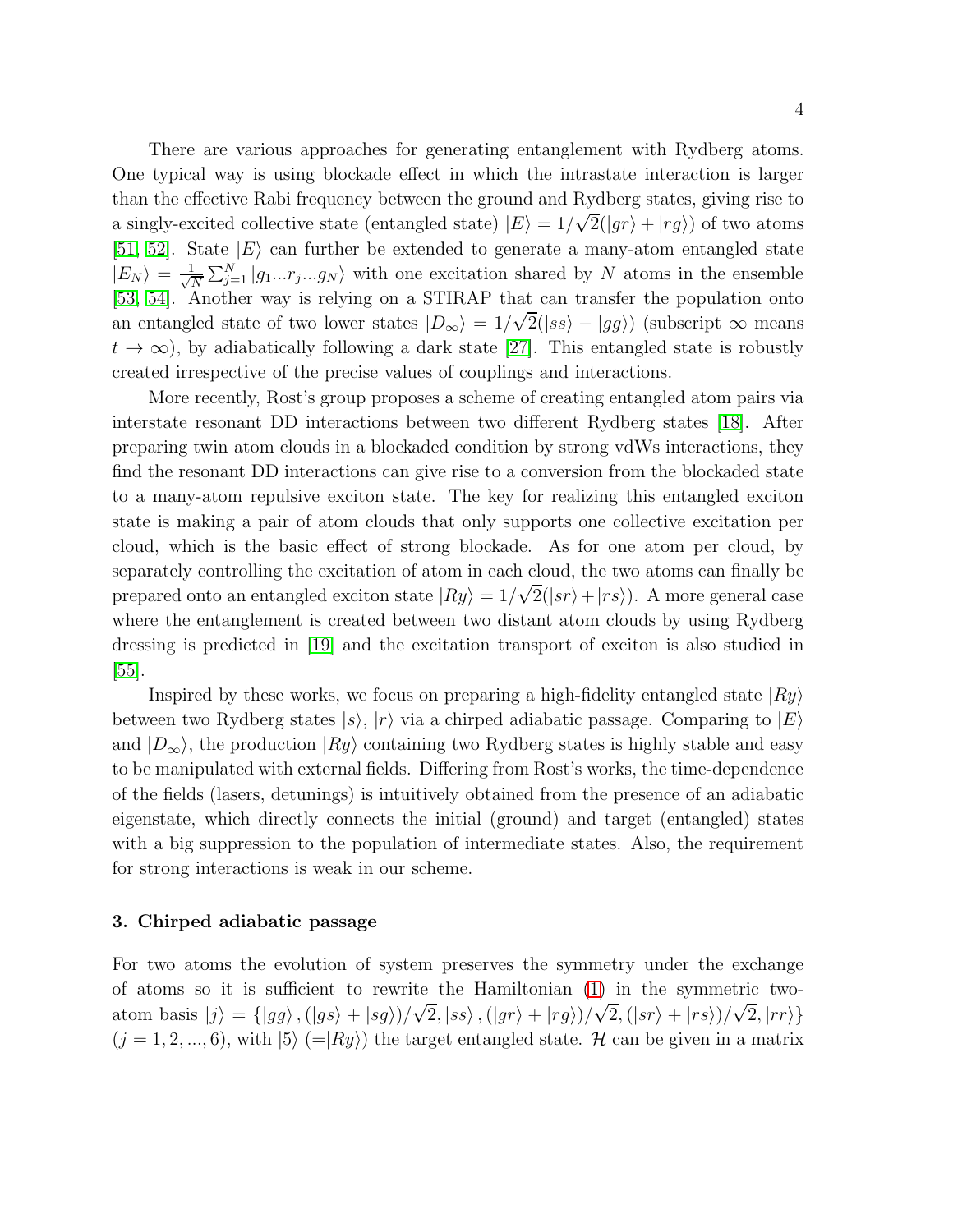There are various approaches for generating entanglement with Rydberg atoms. One typical way is using blockade effect in which the intrastate interaction is larger than the effective Rabi frequency between the ground and Rydberg states, giving rise to a singly-excited collective state (entangled state) $|E\rangle = 1/\sqrt{2}(|gr\rangle + |rg\rangle)$ of two atoms [51, 52]. State $|E\rangle$ can further be extended to generate a many-atom entangled state $|E_N\rangle = \frac{1}{\sqrt{N}}\sum_{j=1}^{N} |g_1...r_j...g_N\rangle$ with one excitation shared by $N$ atoms in the ensemble [53, 54]. Another way is relying on a STIRAP that can transfer the population onto an entangled state of two lower states $|D_\infty\rangle = 1/\sqrt{2}(|ss\rangle - |gg\rangle)$ (subscript $\infty$ means $t \to \infty$), by adiabatically following a dark state [27]. This entangled state is robustly created irrespective of the precise values of couplings and interactions.

More recently, Rost's group proposes a scheme of creating entangled atom pairs via interstate resonant DD interactions between two different Rydberg states [18]. After preparing twin atom clouds in a blockaded condition by strong vdWs interactions, they find the resonant DD interactions can give rise to a conversion from the blockaded state to a many-atom repulsive exciton state. The key for realizing this entangled exciton state is making a pair of atom clouds that only supports one collective excitation per cloud, which is the basic effect of strong blockade. As for one atom per cloud, by separately controlling the excitation of atom in each cloud, the two atoms can finally be prepared onto an entangled exciton state $|Ry\rangle = 1/\sqrt{2}(|sr\rangle + |rs\rangle)$. A more general case where the entanglement is created between two distant atom clouds by using Rydberg dressing is predicted in [19] and the excitation transport of exciton is also studied in [55].

Inspired by these works, we focus on preparing a high-fidelity entangled state $|Ry\rangle$ between two Rydberg states $|s\rangle$, $|r\rangle$ via a chirped adiabatic passage. Comparing to $|E\rangle$ and $|D_\infty\rangle$, the production $|Ry\rangle$ containing two Rydberg states is highly stable and easy to be manipulated with external fields. Differing from Rost's works, the time-dependence of the fields (lasers, detunings) is intuitively obtained from the presence of an adiabatic eigenstate, which directly connects the initial (ground) and target (entangled) states with a big suppression to the population of intermediate states. Also, the requirement for strong interactions is weak in our scheme.

## 3. Chirped adiabatic passage

For two atoms the evolution of system preserves the symmetry under the exchange of atoms so it is sufficient to rewrite the Hamiltonian (1) in the symmetric two-atom basis $|j\rangle = \{|gg\rangle, (|gs\rangle + |sg\rangle)/\sqrt{2}, |ss\rangle, (|gr\rangle + |rg\rangle)/\sqrt{2}, (|sr\rangle + |rs\rangle)/\sqrt{2}, |rr\rangle\}$ $(j = 1, 2, ..., 6)$, with $|5\rangle$ $(=|Ry\rangle)$ the target entangled state. $\mathcal{H}$ can be given in a matrix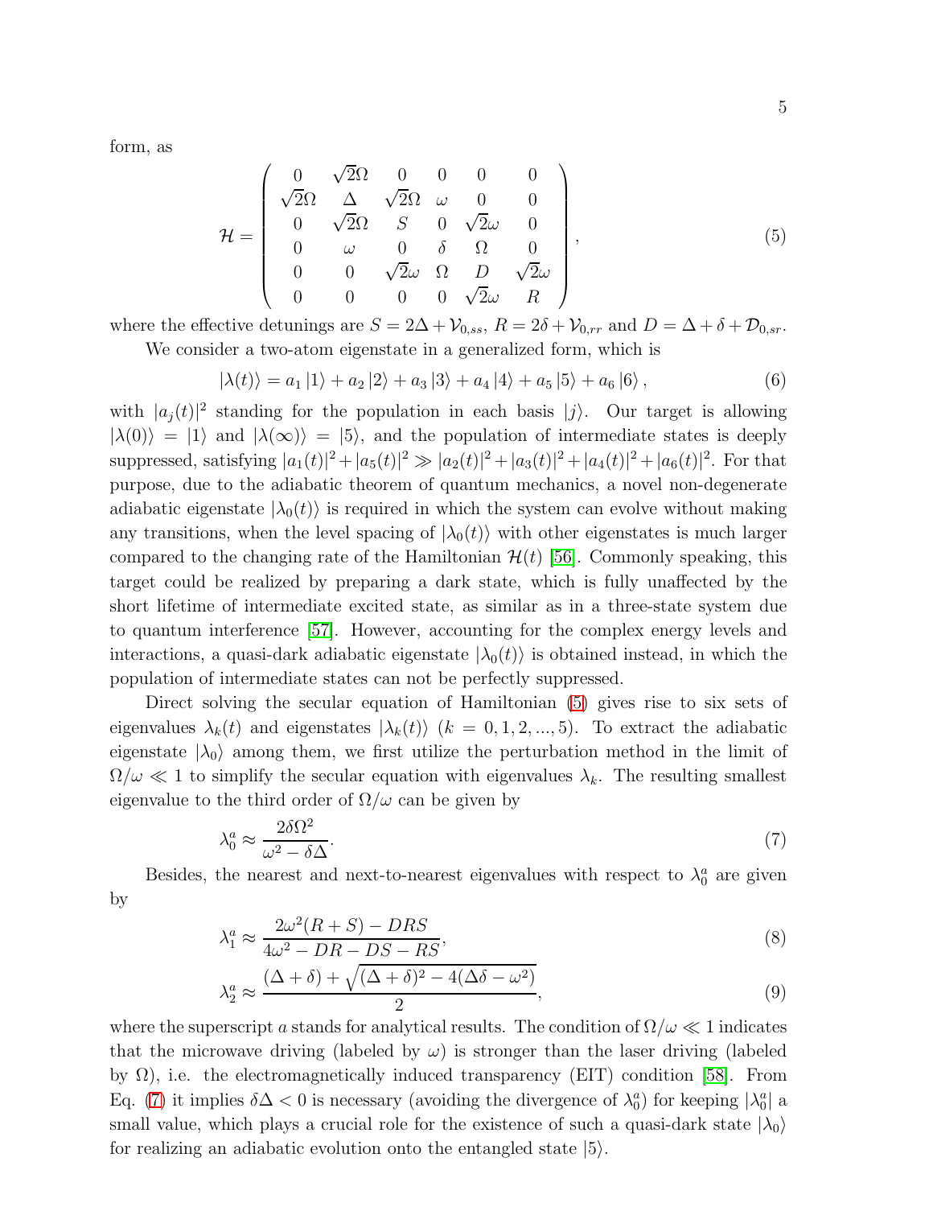form, as

$$
\mathcal{H} = \left( \begin{array}{cccccc} 0 & \sqrt{2}\Omega & 0 & 0 & 0 & 0 \\ \sqrt{2}\Omega & \Delta & \sqrt{2}\Omega & \omega & 0 & 0 \\ 0 & \sqrt{2}\Omega & S & 0 & \sqrt{2}\omega & 0 \\ 0 & \omega & 0 & \delta & \Omega & 0 \\ 0 & 0 & \sqrt{2}\omega & \Omega & D & \sqrt{2}\omega \\ 0 & 0 & 0 & 0 & \sqrt{2}\omega & R \end{array} \right), \tag{5}
$$

where the effective detunings are $S = 2\Delta + \mathcal{V}_{0,ss}$, $R = 2\delta + \mathcal{V}_{0,rr}$ and $D = \Delta + \delta + \mathcal{D}_{0,sr}$.

We consider a two-atom eigenstate in a generalized form, which is

$$
|\lambda(t)\rangle = a_1 |1\rangle + a_2 |2\rangle + a_3 |3\rangle + a_4 |4\rangle + a_5 |5\rangle + a_6 |6\rangle, \tag{6}
$$

with $|a_j(t)|^2$ standing for the population in each basis $|j\rangle$. Our target is allowing $|\lambda(0)\rangle = |1\rangle$ and $|\lambda(\infty)\rangle = |5\rangle$, and the population of intermediate states is deeply suppressed, satisfying $|a_1(t)|^2 + |a_5(t)|^2 \gg |a_2(t)|^2 + |a_3(t)|^2 + |a_4(t)|^2 + |a_6(t)|^2$. For that purpose, due to the adiabatic theorem of quantum mechanics, a novel non-degenerate adiabatic eigenstate $|\lambda_0(t)\rangle$ is required in which the system can evolve without making any transitions, when the level spacing of $|\lambda_0(t)\rangle$ with other eigenstates is much larger compared to the changing rate of the Hamiltonian $\mathcal{H}(t)$ [56]. Commonly speaking, this target could be realized by preparing a dark state, which is fully unaffected by the short lifetime of intermediate excited state, as similar as in a three-state system due to quantum interference [57]. However, accounting for the complex energy levels and interactions, a quasi-dark adiabatic eigenstate $|\lambda_0(t)\rangle$ is obtained instead, in which the population of intermediate states can not be perfectly suppressed.

Direct solving the secular equation of Hamiltonian (5) gives rise to six sets of eigenvalues $\lambda_k(t)$ and eigenstates $|\lambda_k(t)\rangle$ $(k = 0, 1, 2, ..., 5)$. To extract the adiabatic eigenstate $|\lambda_0\rangle$ among them, we first utilize the perturbation method in the limit of $\Omega/\omega \ll 1$ to simplify the secular equation with eigenvalues $\lambda_k$. The resulting smallest eigenvalue to the third order of $\Omega/\omega$ can be given by

$$
\lambda_0^a \approx \frac{2\delta\Omega^2}{\omega^2 - \delta\Delta}. \tag{7}
$$

Besides, the nearest and next-to-nearest eigenvalues with respect to $\lambda_0^a$ are given by

$$
\lambda_1^a \approx \frac{2\omega^2(R+S) - DRS}{4\omega^2 - DR - DS - RS}, \tag{8}
$$

$$
\lambda_2^a \approx \frac{(\Delta+\delta) + \sqrt{(\Delta+\delta)^2 - 4(\Delta\delta - \omega^2)}}{2}, \tag{9}
$$

where the superscript $a$ stands for analytical results. The condition of $\Omega/\omega \ll 1$ indicates that the microwave driving (labeled by $\omega$) is stronger than the laser driving (labeled by $\Omega$), i.e. the electromagnetically induced transparency (EIT) condition [58]. From Eq. (7) it implies $\delta\Delta < 0$ is necessary (avoiding the divergence of $\lambda_0^a$) for keeping $|\lambda_0^a|$ a small value, which plays a crucial role for the existence of such a quasi-dark state $|\lambda_0\rangle$ for realizing an adiabatic evolution onto the entangled state $|5\rangle$.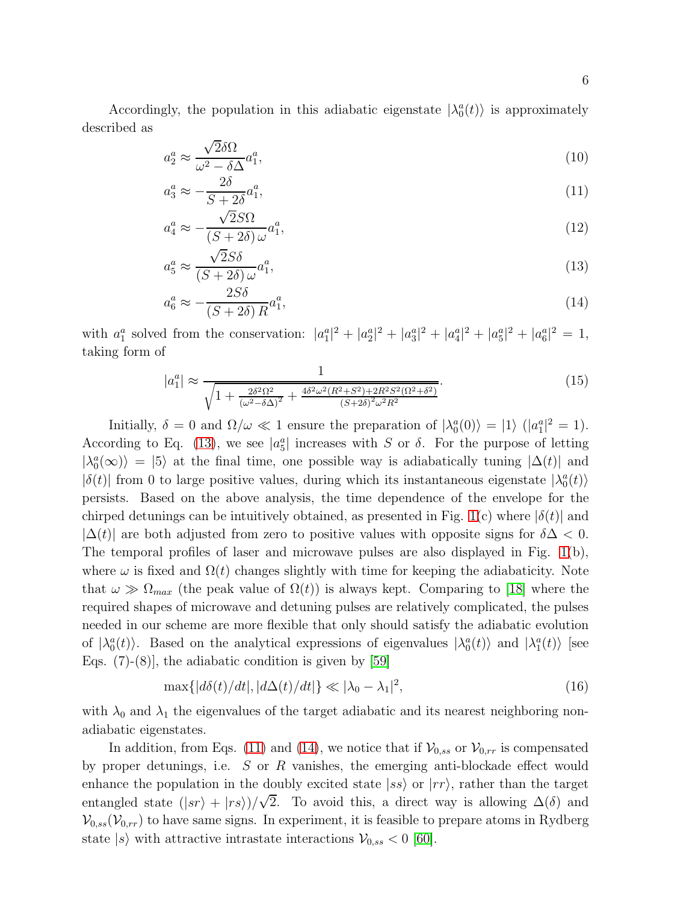Accordingly, the population in this adiabatic eigenstate $|\lambda_0^a(t)\rangle$ is approximately described as

$$a_2^a \approx \frac{\sqrt{2}\delta\Omega}{\omega^2 - \delta\Delta} a_1^a, \tag{10}$$

$$a_3^a \approx -\frac{2\delta}{S + 2\delta} a_1^a, \tag{11}$$

$$a_4^a \approx -\frac{\sqrt{2}S\Omega}{(S + 2\delta)\,\omega} a_1^a, \tag{12}$$

$$a_5^a \approx \frac{\sqrt{2}S\delta}{(S + 2\delta)\,\omega} a_1^a, \tag{13}$$

$$a_6^a \approx -\frac{2S\delta}{(S + 2\delta)\,R} a_1^a, \tag{14}$$

with $a_1^a$ solved from the conservation: $|a_1^a|^2 + |a_2^a|^2 + |a_3^a|^2 + |a_4^a|^2 + |a_5^a|^2 + |a_6^a|^2 = 1$, taking form of

$$|a_1^a| \approx \frac{1}{\sqrt{1 + \frac{2\delta^2\Omega^2}{(\omega^2 - \delta\Delta)^2} + \frac{4\delta^2\omega^2(R^2+S^2) + 2R^2S^2(\Omega^2+\delta^2)}{(S+2\delta)^2\omega^2R^2}}}. \tag{15}$$

Initially, $\delta = 0$ and $\Omega/\omega \ll 1$ ensure the preparation of $|\lambda_0^a(0)\rangle = |1\rangle$ ($|a_1^a|^2 = 1$). According to Eq. (13), we see $|a_5^a|$ increases with $S$ or $\delta$. For the purpose of letting $|\lambda_0^a(\infty)\rangle = |5\rangle$ at the final time, one possible way is adiabatically tuning $|\Delta(t)|$ and $|\delta(t)|$ from 0 to large positive values, during which its instantaneous eigenstate $|\lambda_0^a(t)\rangle$ persists. Based on the above analysis, the time dependence of the envelope for the chirped detunings can be intuitively obtained, as presented in Fig. 1(c) where $|\delta(t)|$ and $|\Delta(t)|$ are both adjusted from zero to positive values with opposite signs for $\delta\Delta < 0$. The temporal profiles of laser and microwave pulses are also displayed in Fig. 1(b), where $\omega$ is fixed and $\Omega(t)$ changes slightly with time for keeping the adiabaticity. Note that $\omega \gg \Omega_{max}$ (the peak value of $\Omega(t)$) is always kept. Comparing to [18] where the required shapes of microwave and detuning pulses are relatively complicated, the pulses needed in our scheme are more flexible that only should satisfy the adiabatic evolution of $|\lambda_0^a(t)\rangle$. Based on the analytical expressions of eigenvalues $|\lambda_0^a(t)\rangle$ and $|\lambda_1^a(t)\rangle$ [see Eqs. (7)-(8)], the adiabatic condition is given by [59]

$$\max\{|d\delta(t)/dt|, |d\Delta(t)/dt|\} \ll |\lambda_0 - \lambda_1|^2, \tag{16}$$

with $\lambda_0$ and $\lambda_1$ the eigenvalues of the target adiabatic and its nearest neighboring non-adiabatic eigenstates.

In addition, from Eqs. (11) and (14), we notice that if $\mathcal{V}_{0,ss}$ or $\mathcal{V}_{0,rr}$ is compensated by proper detunings, i.e. $S$ or $R$ vanishes, the emerging anti-blockade effect would enhance the population in the doubly excited state $|ss\rangle$ or $|rr\rangle$, rather than the target entangled state $(|sr\rangle + |rs\rangle)/\sqrt{2}$. To avoid this, a direct way is allowing $\Delta(\delta)$ and $\mathcal{V}_{0,ss}(\mathcal{V}_{0,rr})$ to have same signs. In experiment, it is feasible to prepare atoms in Rydberg state $|s\rangle$ with attractive intrastate interactions $\mathcal{V}_{0,ss} < 0$ [60].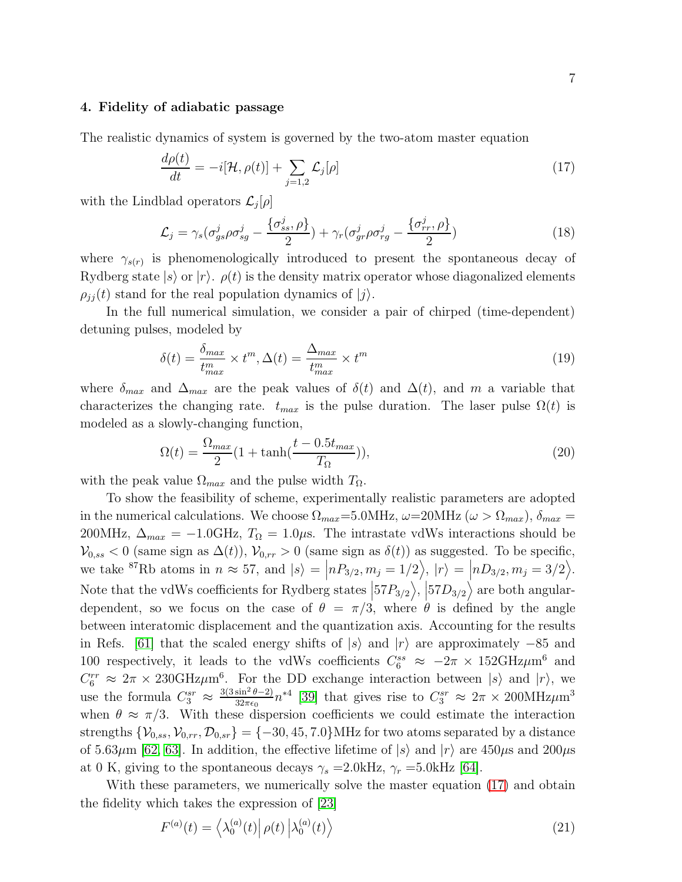### 4. Fidelity of adiabatic passage

The realistic dynamics of system is governed by the two-atom master equation

$$\frac{d\rho(t)}{dt} = -i[\mathcal{H}, \rho(t)] + \sum_{j=1,2} \mathcal{L}_j[\rho] \tag{17}$$

with the Lindblad operators $\mathcal{L}_j[\rho]$

$$\mathcal{L}_j = \gamma_s(\sigma^j_{gs}\rho\sigma^j_{sg} - \frac{\{\sigma^j_{ss}, \rho\}}{2}) + \gamma_r(\sigma^j_{gr}\rho\sigma^j_{rg} - \frac{\{\sigma^j_{rr}, \rho\}}{2}) \tag{18}$$

where $\gamma_{s(r)}$ is phenomenologically introduced to present the spontaneous decay of Rydberg state $|s\rangle$ or $|r\rangle$. $\rho(t)$ is the density matrix operator whose diagonalized elements $\rho_{jj}(t)$ stand for the real population dynamics of $|j\rangle$.

In the full numerical simulation, we consider a pair of chirped (time-dependent) detuning pulses, modeled by

$$\delta(t) = \frac{\delta_{max}}{t^m_{max}} \times t^m, \Delta(t) = \frac{\Delta_{max}}{t^m_{max}} \times t^m \tag{19}$$

where $\delta_{max}$ and $\Delta_{max}$ are the peak values of $\delta(t)$ and $\Delta(t)$, and $m$ a variable that characterizes the changing rate. $t_{max}$ is the pulse duration. The laser pulse $\Omega(t)$ is modeled as a slowly-changing function,

$$\Omega(t) = \frac{\Omega_{max}}{2}(1 + \tanh(\frac{t - 0.5t_{max}}{T_\Omega})), \tag{20}$$

with the peak value $\Omega_{max}$ and the pulse width $T_\Omega$.

To show the feasibility of scheme, experimentally realistic parameters are adopted in the numerical calculations. We choose $\Omega_{max}$=5.0MHz, $\omega$=20MHz ($\omega > \Omega_{max}$), $\delta_{max}$ = 200MHz, $\Delta_{max} = -1.0$GHz, $T_\Omega = 1.0\mu$s. The intrastate vdWs interactions should be $\mathcal{V}_{0,ss} < 0$ (same sign as $\Delta(t)$), $\mathcal{V}_{0,rr} > 0$ (same sign as $\delta(t)$) as suggested. To be specific, we take $^{87}$Rb atoms in $n \approx 57$, and $|s\rangle = \left|nP_{3/2}, m_j = 1/2\right\rangle$, $|r\rangle = \left|nD_{3/2}, m_j = 3/2\right\rangle$. Note that the vdWs coefficients for Rydberg states $\left|57P_{3/2}\right\rangle$, $\left|57D_{3/2}\right\rangle$ are both angular-dependent, so we focus on the case of $\theta = \pi/3$, where $\theta$ is defined by the angle between interatomic displacement and the quantization axis. Accounting for the results in Refs. [61] that the scaled energy shifts of $|s\rangle$ and $|r\rangle$ are approximately $-85$ and 100 respectively, it leads to the vdWs coefficients $C_6^{ss} \approx -2\pi \times 152$GHz$\mu$m$^6$ and $C_6^{rr} \approx 2\pi \times 230$GHz$\mu$m$^6$. For the DD exchange interaction between $|s\rangle$ and $|r\rangle$, we use the formula $C_3^{sr} \approx \frac{3(3\sin^2\theta - 2)}{32\pi\epsilon_0} n^{*4}$ [39] that gives rise to $C_3^{sr} \approx 2\pi \times 200$MHz$\mu$m$^3$ when $\theta \approx \pi/3$. With these dispersion coefficients we could estimate the interaction strengths $\{\mathcal{V}_{0,ss}, \mathcal{V}_{0,rr}, \mathcal{D}_{0,sr}\} = \{-30, 45, 7.0\}$MHz for two atoms separated by a distance of 5.63$\mu$m [62, 63]. In addition, the effective lifetime of $|s\rangle$ and $|r\rangle$ are 450$\mu$s and 200$\mu$s at 0 K, giving to the spontaneous decays $\gamma_s$ =2.0kHz, $\gamma_r$ =5.0kHz [64].

With these parameters, we numerically solve the master equation (17) and obtain the fidelity which takes the expression of [23]

$$F^{(a)}(t) = \left\langle \lambda_0^{(a)}(t) \right| \rho(t) \left| \lambda_0^{(a)}(t) \right\rangle \tag{21}$$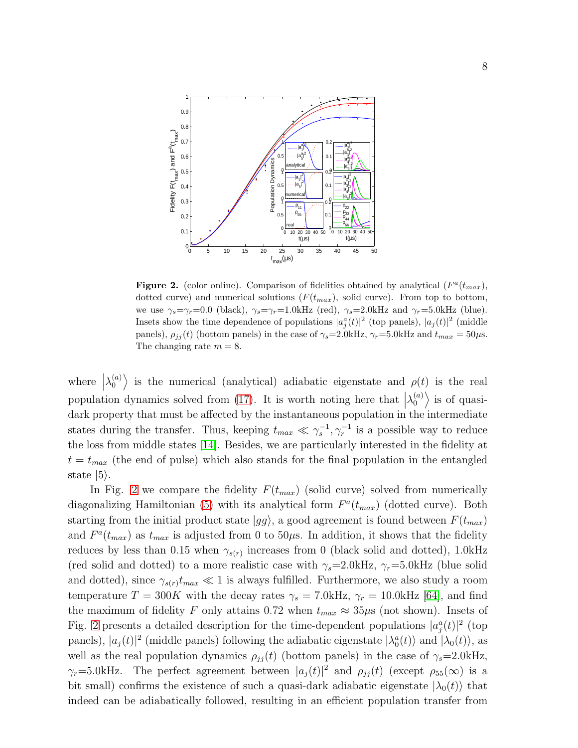**Figure 2.** (color online). Comparison of fidelities obtained by analytical ($F^a(t_{max})$, dotted curve) and numerical solutions ($F(t_{max})$, solid curve). From top to bottom, we use $\gamma_s$=$\gamma_r$=0.0 (black), $\gamma_s$=$\gamma_r$=1.0kHz (red), $\gamma_s$=2.0kHz and $\gamma_r$=5.0kHz (blue). Insets show the time dependence of populations $|a_j^a(t)|^2$ (top panels), $|a_j(t)|^2$ (middle panels), $\rho_{jj}(t)$ (bottom panels) in the case of $\gamma_s$=2.0kHz, $\gamma_r$=5.0kHz and $t_{max} = 50\mu$s. The changing rate $m = 8$.

where $\left|\lambda_0^{(a)}\right\rangle$ is the numerical (analytical) adiabatic eigenstate and $\rho(t)$ is the real population dynamics solved from (17). It is worth noting here that $\left|\lambda_0^{(a)}\right\rangle$ is of quasi-dark property that must be affected by the instantaneous population in the intermediate states during the transfer. Thus, keeping $t_{max} \ll \gamma_s^{-1}, \gamma_r^{-1}$ is a possible way to reduce the loss from middle states [14]. Besides, we are particularly interested in the fidelity at $t = t_{max}$ (the end of pulse) which also stands for the final population in the entangled state $|5\rangle$.

In Fig. 2 we compare the fidelity $F(t_{max})$ (solid curve) solved from numerically diagonalizing Hamiltonian (5) with its analytical form $F^a(t_{max})$ (dotted curve). Both starting from the initial product state $|gg\rangle$, a good agreement is found between $F(t_{max})$ and $F^a(t_{max})$ as $t_{max}$ is adjusted from 0 to 50$\mu$s. In addition, it shows that the fidelity reduces by less than 0.15 when $\gamma_{s(r)}$ increases from 0 (black solid and dotted), 1.0kHz (red solid and dotted) to a more realistic case with $\gamma_s$=2.0kHz, $\gamma_r$=5.0kHz (blue solid and dotted), since $\gamma_{s(r)}t_{max} \ll 1$ is always fulfilled. Furthermore, we also study a room temperature $T = 300K$ with the decay rates $\gamma_s = 7.0$kHz, $\gamma_r = 10.0$kHz [64], and find the maximum of fidelity $F$ only attains 0.72 when $t_{max} \approx 35\mu$s (not shown). Insets of Fig. 2 presents a detailed description for the time-dependent populations $|a_j^a(t)|^2$ (top panels), $|a_j(t)|^2$ (middle panels) following the adiabatic eigenstate $|\lambda_0^a(t)\rangle$ and $|\lambda_0(t)\rangle$, as well as the real population dynamics $\rho_{jj}(t)$ (bottom panels) in the case of $\gamma_s$=2.0kHz, $\gamma_r$=5.0kHz. The perfect agreement between $|a_j(t)|^2$ and $\rho_{jj}(t)$ (except $\rho_{55}(\infty)$ is a bit small) confirms the existence of such a quasi-dark adiabatic eigenstate $|\lambda_0(t)\rangle$ that indeed can be adiabatically followed, resulting in an efficient population transfer from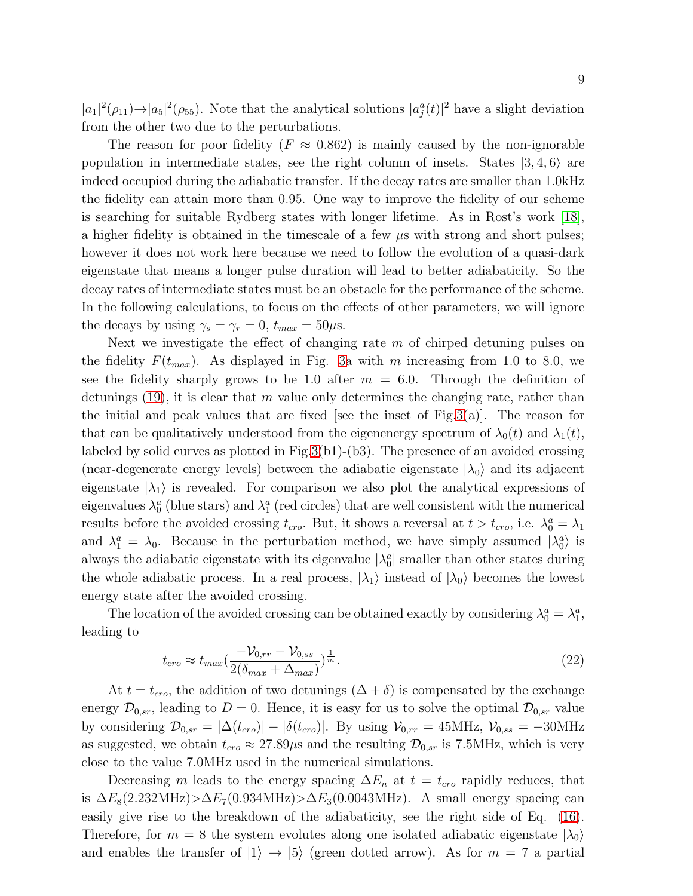$|a_1|^2(\rho_{11})\rightarrow|a_5|^2(\rho_{55})$. Note that the analytical solutions $|a_j^a(t)|^2$ have a slight deviation from the other two due to the perturbations.

The reason for poor fidelity ($F \approx 0.862$) is mainly caused by the non-ignorable population in intermediate states, see the right column of insets. States $|3,4,6\rangle$ are indeed occupied during the adiabatic transfer. If the decay rates are smaller than 1.0kHz the fidelity can attain more than 0.95. One way to improve the fidelity of our scheme is searching for suitable Rydberg states with longer lifetime. As in Rost's work [18], a higher fidelity is obtained in the timescale of a few $\mu$s with strong and short pulses; however it does not work here because we need to follow the evolution of a quasi-dark eigenstate that means a longer pulse duration will lead to better adiabaticity. So the decay rates of intermediate states must be an obstacle for the performance of the scheme. In the following calculations, to focus on the effects of other parameters, we will ignore the decays by using $\gamma_s = \gamma_r = 0$, $t_{max} = 50\mu$s.

Next we investigate the effect of changing rate $m$ of chirped detuning pulses on the fidelity $F(t_{max})$. As displayed in Fig. 3a with $m$ increasing from 1.0 to 8.0, we see the fidelity sharply grows to be 1.0 after $m = 6.0$. Through the definition of detunings (19), it is clear that $m$ value only determines the changing rate, rather than the initial and peak values that are fixed [see the inset of Fig.3(a)]. The reason for that can be qualitatively understood from the eigenenergy spectrum of $\lambda_0(t)$ and $\lambda_1(t)$, labeled by solid curves as plotted in Fig.3(b1)-(b3). The presence of an avoided crossing (near-degenerate energy levels) between the adiabatic eigenstate $|\lambda_0\rangle$ and its adjacent eigenstate $|\lambda_1\rangle$ is revealed. For comparison we also plot the analytical expressions of eigenvalues $\lambda_0^a$ (blue stars) and $\lambda_1^a$ (red circles) that are well consistent with the numerical results before the avoided crossing $t_{cro}$. But, it shows a reversal at $t > t_{cro}$, i.e. $\lambda_0^a = \lambda_1$ and $\lambda_1^a = \lambda_0$. Because in the perturbation method, we have simply assumed $|\lambda_0^a\rangle$ is always the adiabatic eigenstate with its eigenvalue $|\lambda_0^a|$ smaller than other states during the whole adiabatic process. In a real process, $|\lambda_1\rangle$ instead of $|\lambda_0\rangle$ becomes the lowest energy state after the avoided crossing.

The location of the avoided crossing can be obtained exactly by considering $\lambda_0^a = \lambda_1^a$, leading to

$$t_{cro} \approx t_{max}\left(\frac{-\mathcal{V}_{0,rr} - \mathcal{V}_{0,ss}}{2(\delta_{max} + \Delta_{max})}\right)^{\frac{1}{m}}. \tag{22}$$

At $t = t_{cro}$, the addition of two detunings $(\Delta + \delta)$ is compensated by the exchange energy $\mathcal{D}_{0,sr}$, leading to $D = 0$. Hence, it is easy for us to solve the optimal $\mathcal{D}_{0,sr}$ value by considering $\mathcal{D}_{0,sr} = |\Delta(t_{cro})| - |\delta(t_{cro})|$. By using $\mathcal{V}_{0,rr} = 45$MHz, $\mathcal{V}_{0,ss} = -30$MHz as suggested, we obtain $t_{cro} \approx 27.89\mu$s and the resulting $\mathcal{D}_{0,sr}$ is 7.5MHz, which is very close to the value 7.0MHz used in the numerical simulations.

Decreasing $m$ leads to the energy spacing $\Delta E_n$ at $t = t_{cro}$ rapidly reduces, that is $\Delta E_8$(2.232MHz)$>\Delta E_7$(0.934MHz)$>\Delta E_3$(0.0043MHz). A small energy spacing can easily give rise to the breakdown of the adiabaticity, see the right side of Eq. (16). Therefore, for $m = 8$ the system evolutes along one isolated adiabatic eigenstate $|\lambda_0\rangle$ and enables the transfer of $|1\rangle \rightarrow |5\rangle$ (green dotted arrow). As for $m = 7$ a partial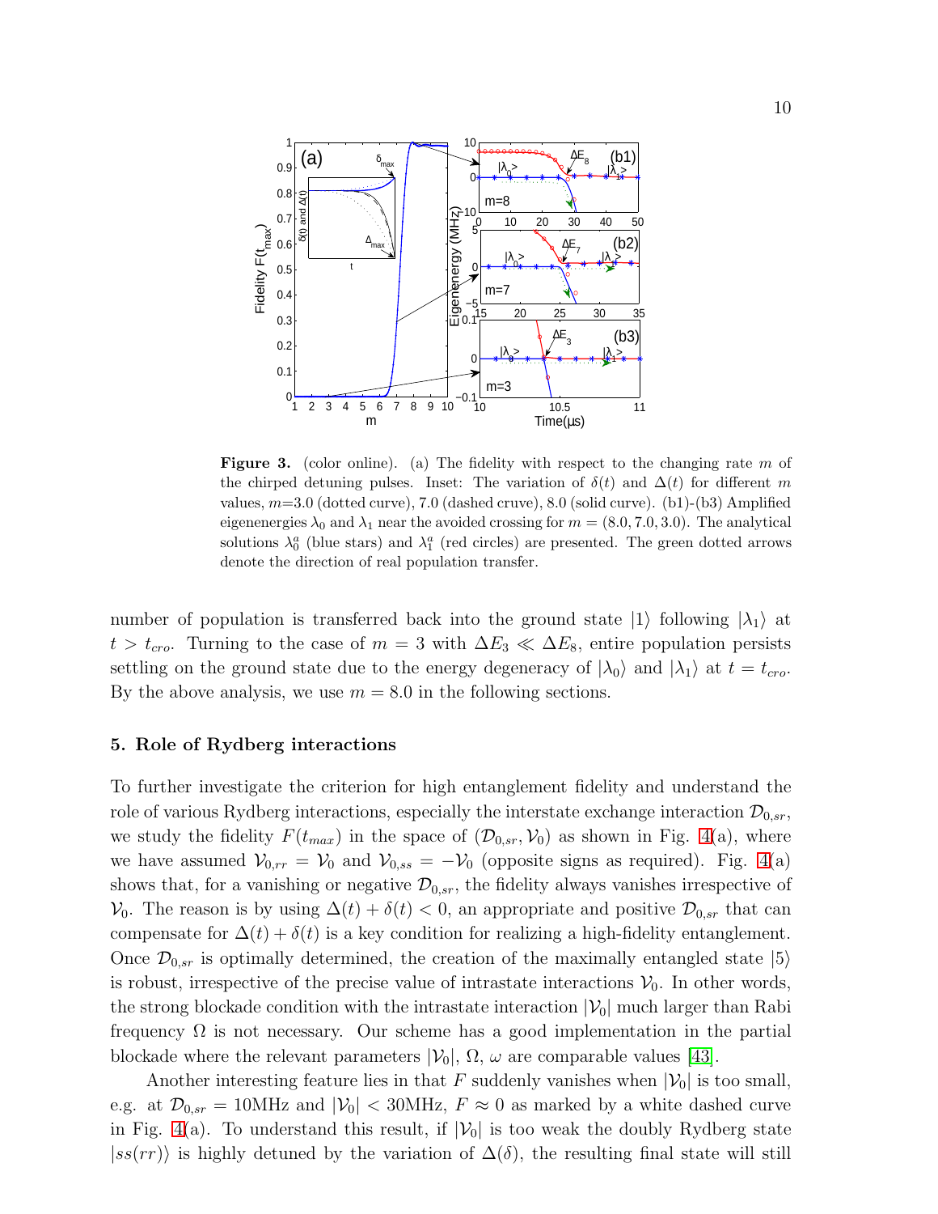**Figure 3.** (color online). (a) The fidelity with respect to the changing rate $m$ of the chirped detuning pulses. Inset: The variation of $\delta(t)$ and $\Delta(t)$ for different $m$ values, $m$=3.0 (dotted curve), 7.0 (dashed cruve), 8.0 (solid curve). (b1)-(b3) Amplified eigenenergies $\lambda_0$ and $\lambda_1$ near the avoided crossing for $m = (8.0, 7.0, 3.0)$. The analytical solutions $\lambda_0^a$ (blue stars) and $\lambda_1^a$ (red circles) are presented. The green dotted arrows denote the direction of real population transfer.

number of population is transferred back into the ground state $|1\rangle$ following $|\lambda_1\rangle$ at $t > t_{cro}$. Turning to the case of $m = 3$ with $\Delta E_3 \ll \Delta E_8$, entire population persists settling on the ground state due to the energy degeneracy of $|\lambda_0\rangle$ and $|\lambda_1\rangle$ at $t = t_{cro}$. By the above analysis, we use $m = 8.0$ in the following sections.

## 5. Role of Rydberg interactions

To further investigate the criterion for high entanglement fidelity and understand the role of various Rydberg interactions, especially the interstate exchange interaction $\mathcal{D}_{0,sr}$, we study the fidelity $F(t_{max})$ in the space of $(\mathcal{D}_{0,sr}, \mathcal{V}_0)$ as shown in Fig. 4(a), where we have assumed $\mathcal{V}_{0,rr} = \mathcal{V}_0$ and $\mathcal{V}_{0,ss} = -\mathcal{V}_0$ (opposite signs as required). Fig. 4(a) shows that, for a vanishing or negative $\mathcal{D}_{0,sr}$, the fidelity always vanishes irrespective of $\mathcal{V}_0$. The reason is by using $\Delta(t) + \delta(t) < 0$, an appropriate and positive $\mathcal{D}_{0,sr}$ that can compensate for $\Delta(t) + \delta(t)$ is a key condition for realizing a high-fidelity entanglement. Once $\mathcal{D}_{0,sr}$ is optimally determined, the creation of the maximally entangled state $|5\rangle$ is robust, irrespective of the precise value of intrastate interactions $\mathcal{V}_0$. In other words, the strong blockade condition with the intrastate interaction $|\mathcal{V}_0|$ much larger than Rabi frequency $\Omega$ is not necessary. Our scheme has a good implementation in the partial blockade where the relevant parameters $|\mathcal{V}_0|$, $\Omega$, $\omega$ are comparable values [43].

Another interesting feature lies in that $F$ suddenly vanishes when $|\mathcal{V}_0|$ is too small, e.g. at $\mathcal{D}_{0,sr} = 10$MHz and $|\mathcal{V}_0| < 30$MHz, $F \approx 0$ as marked by a white dashed curve in Fig. 4(a). To understand this result, if $|\mathcal{V}_0|$ is too weak the doubly Rydberg state $|ss(rr)\rangle$ is highly detuned by the variation of $\Delta(\delta)$, the resulting final state will still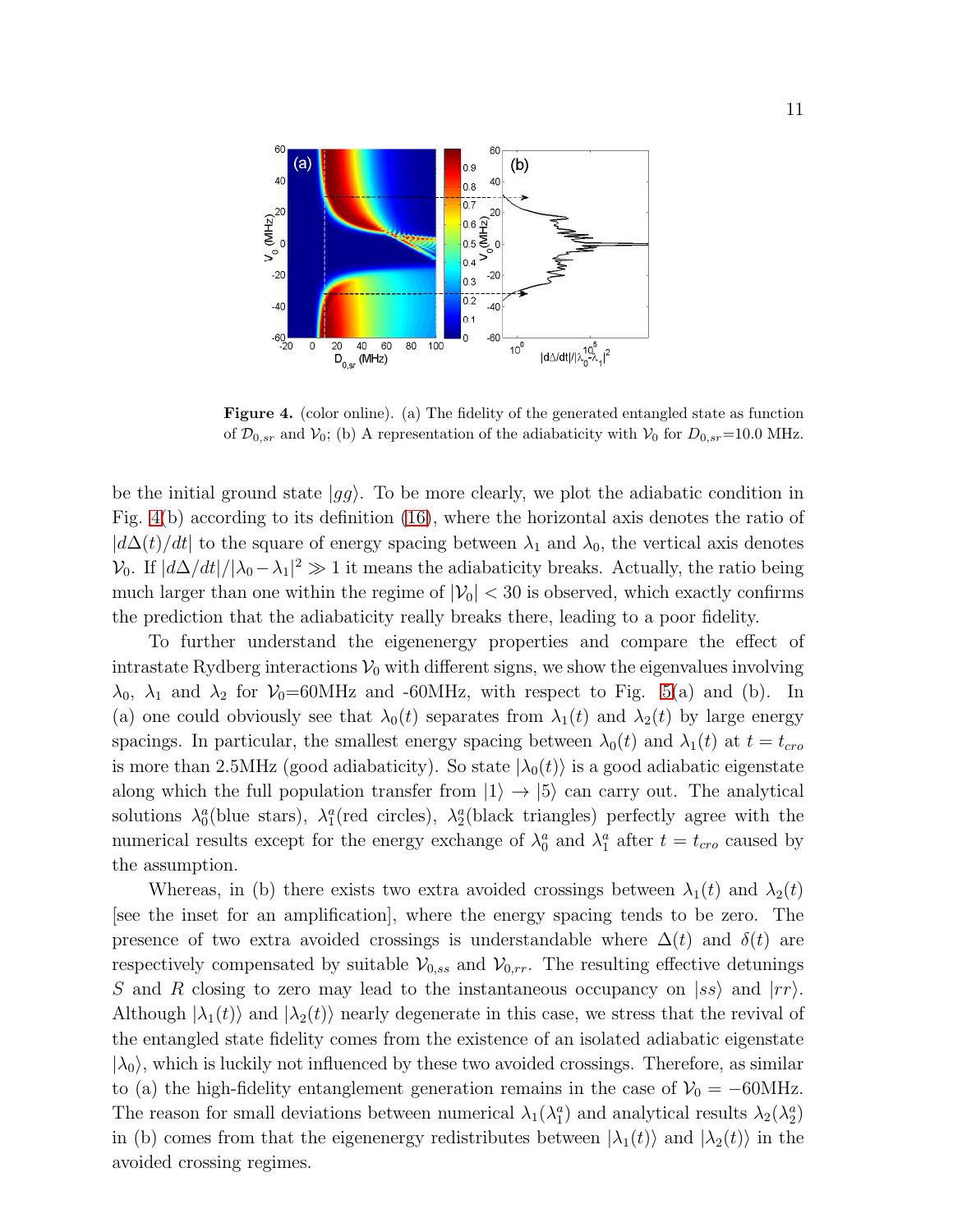**Figure 4.** (color online). (a) The fidelity of the generated entangled state as function of $\mathcal{D}_{0,sr}$ and $\mathcal{V}_0$; (b) A representation of the adiabaticity with $\mathcal{V}_0$ for $D_{0,sr}$=10.0 MHz.

be the initial ground state $|gg\rangle$. To be more clearly, we plot the adiabatic condition in Fig. 4(b) according to its definition (16), where the horizontal axis denotes the ratio of $|d\Delta(t)/dt|$ to the square of energy spacing between $\lambda_1$ and $\lambda_0$, the vertical axis denotes $\mathcal{V}_0$. If $|d\Delta/dt|/|\lambda_0 - \lambda_1|^2 \gg 1$ it means the adiabaticity breaks. Actually, the ratio being much larger than one within the regime of $|\mathcal{V}_0| < 30$ is observed, which exactly confirms the prediction that the adiabaticity really breaks there, leading to a poor fidelity.

To further understand the eigenenergy properties and compare the effect of intrastate Rydberg interactions $\mathcal{V}_0$ with different signs, we show the eigenvalues involving $\lambda_0$, $\lambda_1$ and $\lambda_2$ for $\mathcal{V}_0$=60MHz and -60MHz, with respect to Fig. 5(a) and (b). In (a) one could obviously see that $\lambda_0(t)$ separates from $\lambda_1(t)$ and $\lambda_2(t)$ by large energy spacings. In particular, the smallest energy spacing between $\lambda_0(t)$ and $\lambda_1(t)$ at $t = t_{cro}$ is more than 2.5MHz (good adiabaticity). So state $|\lambda_0(t)\rangle$ is a good adiabatic eigenstate along which the full population transfer from $|1\rangle \to |5\rangle$ can carry out. The analytical solutions $\lambda_0^a$(blue stars), $\lambda_1^a$(red circles), $\lambda_2^a$(black triangles) perfectly agree with the numerical results except for the energy exchange of $\lambda_0^a$ and $\lambda_1^a$ after $t = t_{cro}$ caused by the assumption.

Whereas, in (b) there exists two extra avoided crossings between $\lambda_1(t)$ and $\lambda_2(t)$ [see the inset for an amplification], where the energy spacing tends to be zero. The presence of two extra avoided crossings is understandable where $\Delta(t)$ and $\delta(t)$ are respectively compensated by suitable $\mathcal{V}_{0,ss}$ and $\mathcal{V}_{0,rr}$. The resulting effective detunings $S$ and $R$ closing to zero may lead to the instantaneous occupancy on $|ss\rangle$ and $|rr\rangle$. Although $|\lambda_1(t)\rangle$ and $|\lambda_2(t)\rangle$ nearly degenerate in this case, we stress that the revival of the entangled state fidelity comes from the existence of an isolated adiabatic eigenstate $|\lambda_0\rangle$, which is luckily not influenced by these two avoided crossings. Therefore, as similar to (a) the high-fidelity entanglement generation remains in the case of $\mathcal{V}_0 = -60$MHz. The reason for small deviations between numerical $\lambda_1(\lambda_1^a)$ and analytical results $\lambda_2(\lambda_2^a)$ in (b) comes from that the eigenenergy redistributes between $|\lambda_1(t)\rangle$ and $|\lambda_2(t)\rangle$ in the avoided crossing regimes.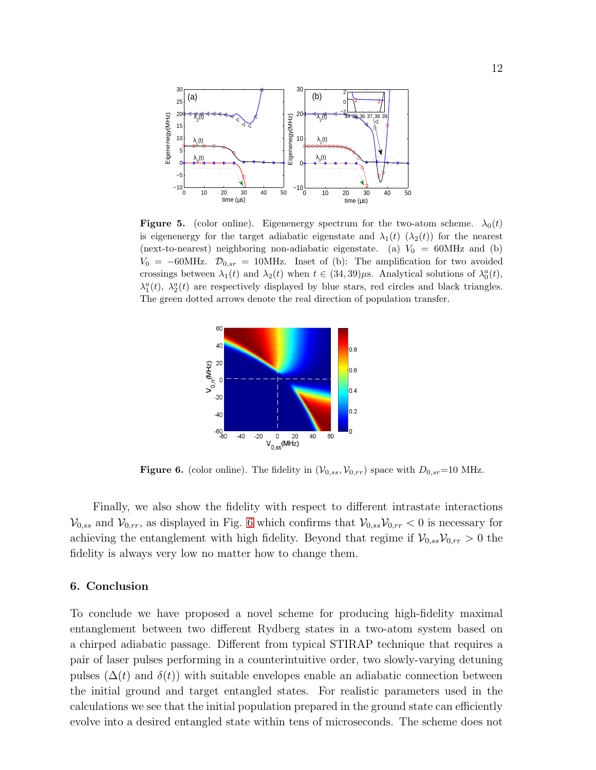**Figure 5.** (color online). Eigenenergy spectrum for the two-atom scheme. $\lambda_0(t)$ is eigenenergy for the target adiabatic eigenstate and $\lambda_1(t)$ ($\lambda_2(t)$) for the nearest (next-to-nearest) neighboring non-adiabatic eigenstate. (a) $V_0 = 60$MHz and (b) $V_0 = -60$MHz. $\mathcal{D}_{0,sr} = 10$MHz. Inset of (b): The amplification for two avoided crossings between $\lambda_1(t)$ and $\lambda_2(t)$ when $t \in (34, 39)\mu$s. Analytical solutions of $\lambda_0^a(t)$, $\lambda_1^a(t)$, $\lambda_2^a(t)$ are respectively displayed by blue stars, red circles and black triangles. The green dotted arrows denote the real direction of population transfer.

**Figure 6.** (color online). The fidelity in $(\mathcal{V}_{0,ss}, \mathcal{V}_{0,rr})$ space with $D_{0,sr}$=10 MHz.

Finally, we also show the fidelity with respect to different intrastate interactions $\mathcal{V}_{0,ss}$ and $\mathcal{V}_{0,rr}$, as displayed in Fig. 6 which confirms that $\mathcal{V}_{0,ss}\mathcal{V}_{0,rr} < 0$ is necessary for achieving the entanglement with high fidelity. Beyond that regime if $\mathcal{V}_{0,ss}\mathcal{V}_{0,rr} > 0$ the fidelity is always very low no matter how to change them.

## 6. Conclusion

To conclude we have proposed a novel scheme for producing high-fidelity maximal entanglement between two different Rydberg states in a two-atom system based on a chirped adiabatic passage. Different from typical STIRAP technique that requires a pair of laser pulses performing in a counterintuitive order, two slowly-varying detuning pulses ($\Delta(t)$ and $\delta(t)$) with suitable envelopes enable an adiabatic connection between the initial ground and target entangled states. For realistic parameters used in the calculations we see that the initial population prepared in the ground state can efficiently evolve into a desired entangled state within tens of microseconds. The scheme does not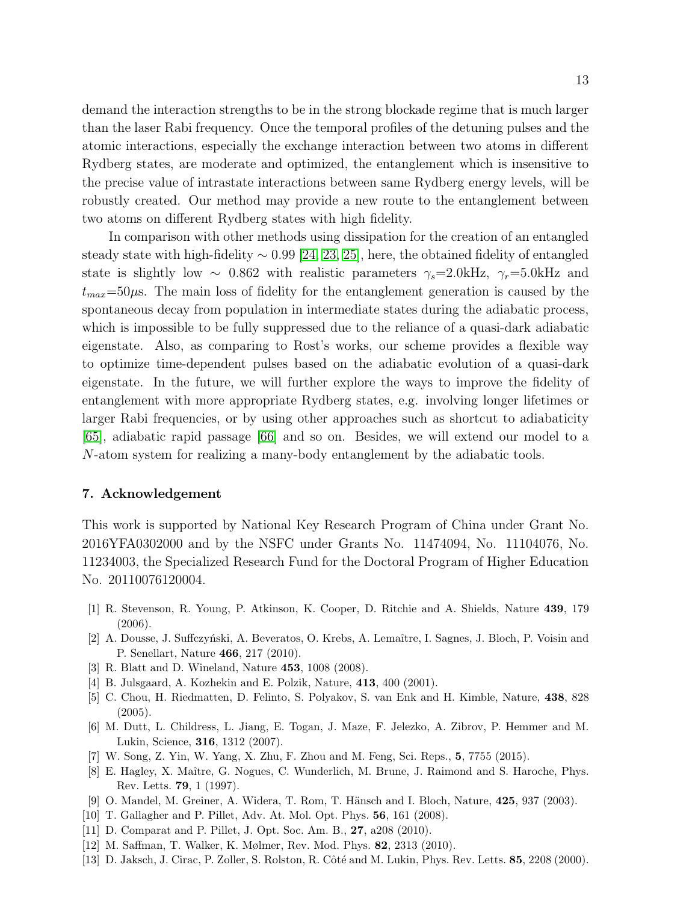demand the interaction strengths to be in the strong blockade regime that is much larger than the laser Rabi frequency. Once the temporal profiles of the detuning pulses and the atomic interactions, especially the exchange interaction between two atoms in different Rydberg states, are moderate and optimized, the entanglement which is insensitive to the precise value of intrastate interactions between same Rydberg energy levels, will be robustly created. Our method may provide a new route to the entanglement between two atoms on different Rydberg states with high fidelity.

In comparison with other methods using dissipation for the creation of an entangled steady state with high-fidelity $\sim 0.99$ [24, 23, 25], here, the obtained fidelity of entangled state is slightly low $\sim$ 0.862 with realistic parameters $\gamma_s$=2.0kHz, $\gamma_r$=5.0kHz and $t_{max}$=50$\mu$s. The main loss of fidelity for the entanglement generation is caused by the spontaneous decay from population in intermediate states during the adiabatic process, which is impossible to be fully suppressed due to the reliance of a quasi-dark adiabatic eigenstate. Also, as comparing to Rost's works, our scheme provides a flexible way to optimize time-dependent pulses based on the adiabatic evolution of a quasi-dark eigenstate. In the future, we will further explore the ways to improve the fidelity of entanglement with more appropriate Rydberg states, e.g. involving longer lifetimes or larger Rabi frequencies, or by using other approaches such as shortcut to adiabaticity [65], adiabatic rapid passage [66] and so on. Besides, we will extend our model to a $N$-atom system for realizing a many-body entanglement by the adiabatic tools.

## 7. Acknowledgement

This work is supported by National Key Research Program of China under Grant No. 2016YFA0302000 and by the NSFC under Grants No. 11474094, No. 11104076, No. 11234003, the Specialized Research Fund for the Doctoral Program of Higher Education No. 20110076120004.

- [1] R. Stevenson, R. Young, P. Atkinson, K. Cooper, D. Ritchie and A. Shields, Nature **439**, 179 (2006).
- [2] A. Dousse, J. Suffczyński, A. Beveratos, O. Krebs, A. Lemaître, I. Sagnes, J. Bloch, P. Voisin and P. Senellart, Nature **466**, 217 (2010).
- [3] R. Blatt and D. Wineland, Nature **453**, 1008 (2008).
- [4] B. Julsgaard, A. Kozhekin and E. Polzik, Nature, **413**, 400 (2001).
- [5] C. Chou, H. Riedmatten, D. Felinto, S. Polyakov, S. van Enk and H. Kimble, Nature, **438**, 828 (2005).
- [6] M. Dutt, L. Childress, L. Jiang, E. Togan, J. Maze, F. Jelezko, A. Zibrov, P. Hemmer and M. Lukin, Science, **316**, 1312 (2007).
- [7] W. Song, Z. Yin, W. Yang, X. Zhu, F. Zhou and M. Feng, Sci. Reps., **5**, 7755 (2015).
- [8] E. Hagley, X. Maître, G. Nogues, C. Wunderlich, M. Brune, J. Raimond and S. Haroche, Phys. Rev. Letts. **79**, 1 (1997).
- [9] O. Mandel, M. Greiner, A. Widera, T. Rom, T. Hänsch and I. Bloch, Nature, **425**, 937 (2003).
- [10] T. Gallagher and P. Pillet, Adv. At. Mol. Opt. Phys. **56**, 161 (2008).
- [11] D. Comparat and P. Pillet, J. Opt. Soc. Am. B., **27**, a208 (2010).
- [12] M. Saffman, T. Walker, K. Mølmer, Rev. Mod. Phys. **82**, 2313 (2010).
- [13] D. Jaksch, J. Cirac, P. Zoller, S. Rolston, R. Côté and M. Lukin, Phys. Rev. Letts. **85**, 2208 (2000).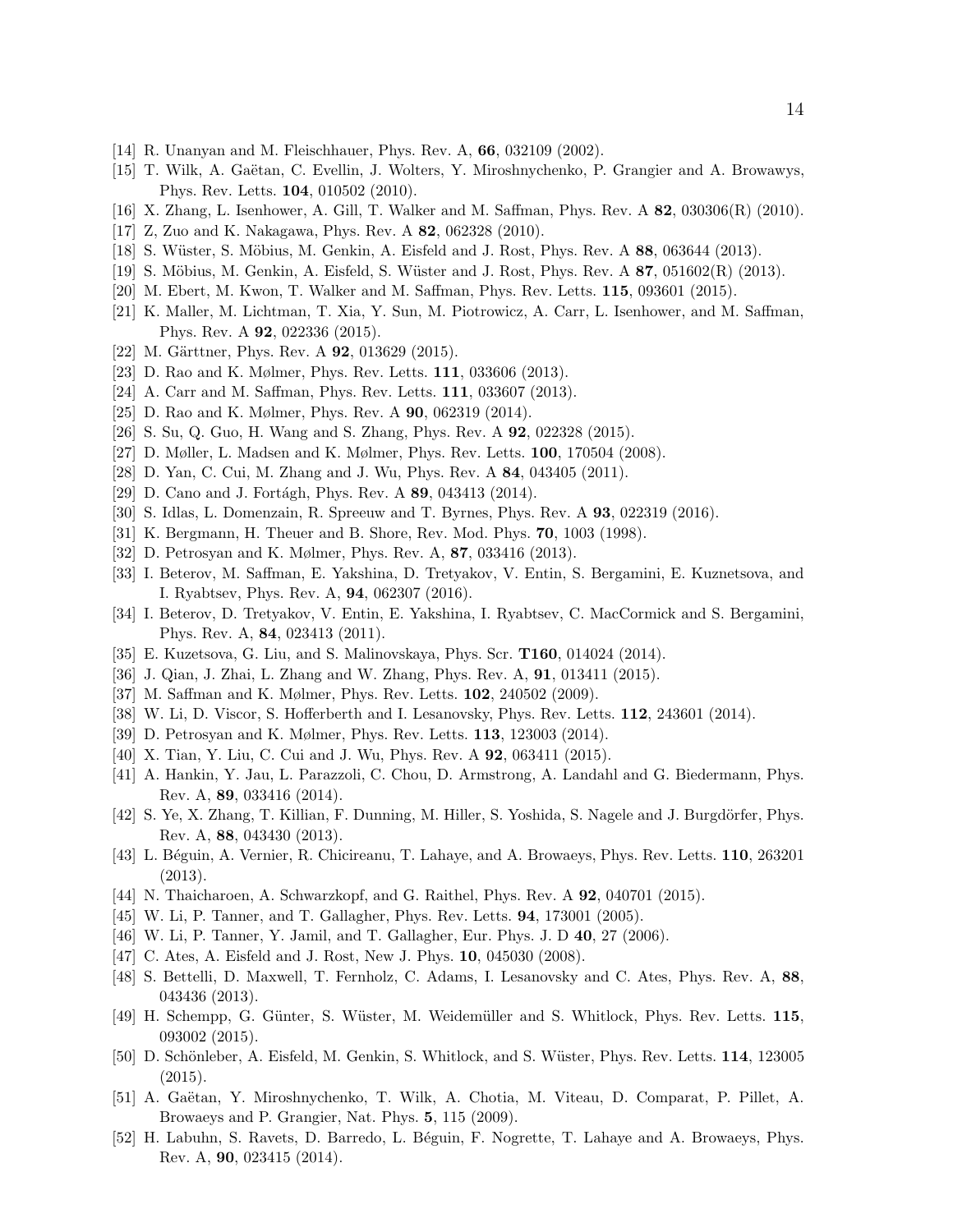[14] R. Unanyan and M. Fleischhauer, Phys. Rev. A, **66**, 032109 (2002).

[15] T. Wilk, A. Gaëtan, C. Evellin, J. Wolters, Y. Miroshnychenko, P. Grangier and A. Browawys, Phys. Rev. Letts. **104**, 010502 (2010).

[16] X. Zhang, L. Isenhower, A. Gill, T. Walker and M. Saffman, Phys. Rev. A **82**, 030306(R) (2010).

[17] Z, Zuo and K. Nakagawa, Phys. Rev. A **82**, 062328 (2010).

[18] S. Wüster, S. Möbius, M. Genkin, A. Eisfeld and J. Rost, Phys. Rev. A **88**, 063644 (2013).

[19] S. Möbius, M. Genkin, A. Eisfeld, S. Wüster and J. Rost, Phys. Rev. A **87**, 051602(R) (2013).

[20] M. Ebert, M. Kwon, T. Walker and M. Saffman, Phys. Rev. Letts. **115**, 093601 (2015).

[21] K. Maller, M. Lichtman, T. Xia, Y. Sun, M. Piotrowicz, A. Carr, L. Isenhower, and M. Saffman, Phys. Rev. A **92**, 022336 (2015).

[22] M. Gärttner, Phys. Rev. A **92**, 013629 (2015).

[23] D. Rao and K. Mølmer, Phys. Rev. Letts. **111**, 033606 (2013).

[24] A. Carr and M. Saffman, Phys. Rev. Letts. **111**, 033607 (2013).

[25] D. Rao and K. Mølmer, Phys. Rev. A **90**, 062319 (2014).

[26] S. Su, Q. Guo, H. Wang and S. Zhang, Phys. Rev. A **92**, 022328 (2015).

[27] D. Møller, L. Madsen and K. Mølmer, Phys. Rev. Letts. **100**, 170504 (2008).

[28] D. Yan, C. Cui, M. Zhang and J. Wu, Phys. Rev. A **84**, 043405 (2011).

[29] D. Cano and J. Fortágh, Phys. Rev. A **89**, 043413 (2014).

[30] S. Idlas, L. Domenzain, R. Spreeuw and T. Byrnes, Phys. Rev. A **93**, 022319 (2016).

[31] K. Bergmann, H. Theuer and B. Shore, Rev. Mod. Phys. **70**, 1003 (1998).

[32] D. Petrosyan and K. Mølmer, Phys. Rev. A, **87**, 033416 (2013).

[33] I. Beterov, M. Saffman, E. Yakshina, D. Tretyakov, V. Entin, S. Bergamini, E. Kuznetsova, and I. Ryabtsev, Phys. Rev. A, **94**, 062307 (2016).

[34] I. Beterov, D. Tretyakov, V. Entin, E. Yakshina, I. Ryabtsev, C. MacCormick and S. Bergamini, Phys. Rev. A, **84**, 023413 (2011).

[35] E. Kuzetsova, G. Liu, and S. Malinovskaya, Phys. Scr. **T160**, 014024 (2014).

[36] J. Qian, J. Zhai, L. Zhang and W. Zhang, Phys. Rev. A, **91**, 013411 (2015).

[37] M. Saffman and K. Mølmer, Phys. Rev. Letts. **102**, 240502 (2009).

[38] W. Li, D. Viscor, S. Hofferberth and I. Lesanovsky, Phys. Rev. Letts. **112**, 243601 (2014).

[39] D. Petrosyan and K. Mølmer, Phys. Rev. Letts. **113**, 123003 (2014).

[40] X. Tian, Y. Liu, C. Cui and J. Wu, Phys. Rev. A **92**, 063411 (2015).

[41] A. Hankin, Y. Jau, L. Parazzoli, C. Chou, D. Armstrong, A. Landahl and G. Biedermann, Phys. Rev. A, **89**, 033416 (2014).

[42] S. Ye, X. Zhang, T. Killian, F. Dunning, M. Hiller, S. Yoshida, S. Nagele and J. Burgdörfer, Phys. Rev. A, **88**, 043430 (2013).

[43] L. Béguin, A. Vernier, R. Chicireanu, T. Lahaye, and A. Browaeys, Phys. Rev. Letts. **110**, 263201 (2013).

[44] N. Thaicharoen, A. Schwarzkopf, and G. Raithel, Phys. Rev. A **92**, 040701 (2015).

[45] W. Li, P. Tanner, and T. Gallagher, Phys. Rev. Letts. **94**, 173001 (2005).

[46] W. Li, P. Tanner, Y. Jamil, and T. Gallagher, Eur. Phys. J. D **40**, 27 (2006).

[47] C. Ates, A. Eisfeld and J. Rost, New J. Phys. **10**, 045030 (2008).

[48] S. Bettelli, D. Maxwell, T. Fernholz, C. Adams, I. Lesanovsky and C. Ates, Phys. Rev. A, **88**, 043436 (2013).

[49] H. Schempp, G. Günter, S. Wüster, M. Weidemüller and S. Whitlock, Phys. Rev. Letts. **115**, 093002 (2015).

[50] D. Schönleber, A. Eisfeld, M. Genkin, S. Whitlock, and S. Wüster, Phys. Rev. Letts. **114**, 123005 (2015).

[51] A. Gaëtan, Y. Miroshnychenko, T. Wilk, A. Chotia, M. Viteau, D. Comparat, P. Pillet, A. Browaeys and P. Grangier, Nat. Phys. **5**, 115 (2009).

[52] H. Labuhn, S. Ravets, D. Barredo, L. Béguin, F. Nogrette, T. Lahaye and A. Browaeys, Phys. Rev. A, **90**, 023415 (2014).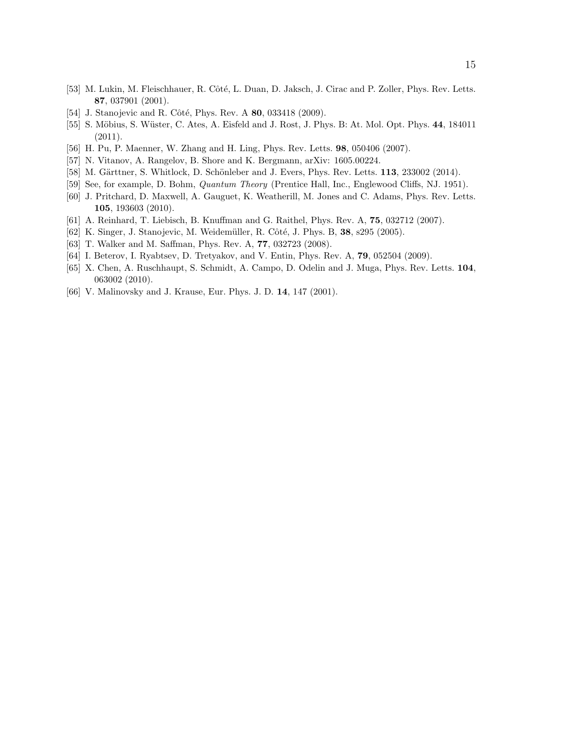[53] M. Lukin, M. Fleischhauer, R. Côté, L. Duan, D. Jaksch, J. Cirac and P. Zoller, Phys. Rev. Letts. **87**, 037901 (2001).

[54] J. Stanojevic and R. Côté, Phys. Rev. A **80**, 033418 (2009).

[55] S. Möbius, S. Wüster, C. Ates, A. Eisfeld and J. Rost, J. Phys. B: At. Mol. Opt. Phys. **44**, 184011 (2011).

[56] H. Pu, P. Maenner, W. Zhang and H. Ling, Phys. Rev. Letts. **98**, 050406 (2007).

[57] N. Vitanov, A. Rangelov, B. Shore and K. Bergmann, arXiv: 1605.00224.

[58] M. Gärttner, S. Whitlock, D. Schönleber and J. Evers, Phys. Rev. Letts. **113**, 233002 (2014).

[59] See, for example, D. Bohm, *Quantum Theory* (Prentice Hall, Inc., Englewood Cliffs, NJ. 1951).

[60] J. Pritchard, D. Maxwell, A. Gauguet, K. Weatherill, M. Jones and C. Adams, Phys. Rev. Letts. **105**, 193603 (2010).

[61] A. Reinhard, T. Liebisch, B. Knuffman and G. Raithel, Phys. Rev. A, **75**, 032712 (2007).

[62] K. Singer, J. Stanojevic, M. Weidemüller, R. Côté, J. Phys. B, **38**, s295 (2005).

[63] T. Walker and M. Saffman, Phys. Rev. A, **77**, 032723 (2008).

[64] I. Beterov, I. Ryabtsev, D. Tretyakov, and V. Entin, Phys. Rev. A, **79**, 052504 (2009).

[65] X. Chen, A. Ruschhaupt, S. Schmidt, A. Campo, D. Odelin and J. Muga, Phys. Rev. Letts. **104**, 063002 (2010).

[66] V. Malinovsky and J. Krause, Eur. Phys. J. D. **14**, 147 (2001).